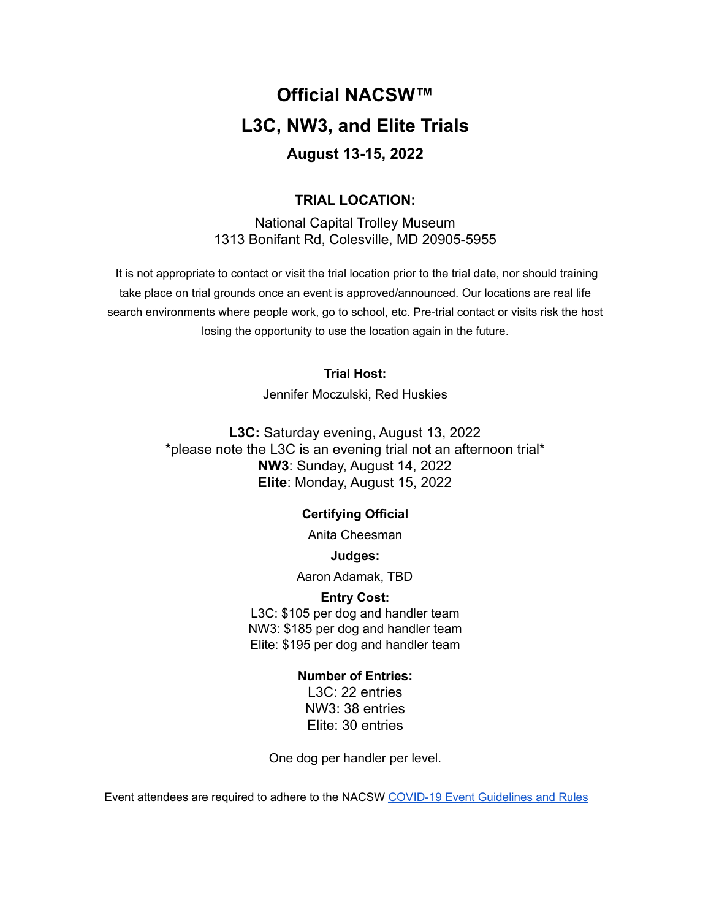# Official NACSW™

# L3C, NW3, and Elite Trials

### August 13-15, 2022

### TRIAL LOCATION:

National Capital Trolley Museum
1313 Bonifant Rd, Colesville, MD 20905-5955

It is not appropriate to contact or visit the trial location prior to the trial date, nor should training take place on trial grounds once an event is approved/announced. Our locations are real life search environments where people work, go to school, etc. Pre-trial contact or visits risk the host losing the opportunity to use the location again in the future.

**Trial Host:**

Jennifer Moczulski, Red Huskies

**L3C:** Saturday evening, August 13, 2022
*please note the L3C is an evening trial not an afternoon trial*
**NW3**: Sunday, August 14, 2022
**Elite**: Monday, August 15, 2022

**Certifying Official**

Anita Cheesman

**Judges:**

Aaron Adamak, TBD

**Entry Cost:**
L3C: $105 per dog and handler team
NW3: $185 per dog and handler team
Elite: $195 per dog and handler team

**Number of Entries:**
L3C: 22 entries
NW3: 38 entries
Elite: 30 entries

One dog per handler per level.

Event attendees are required to adhere to the NACSW COVID-19 Event Guidelines and Rules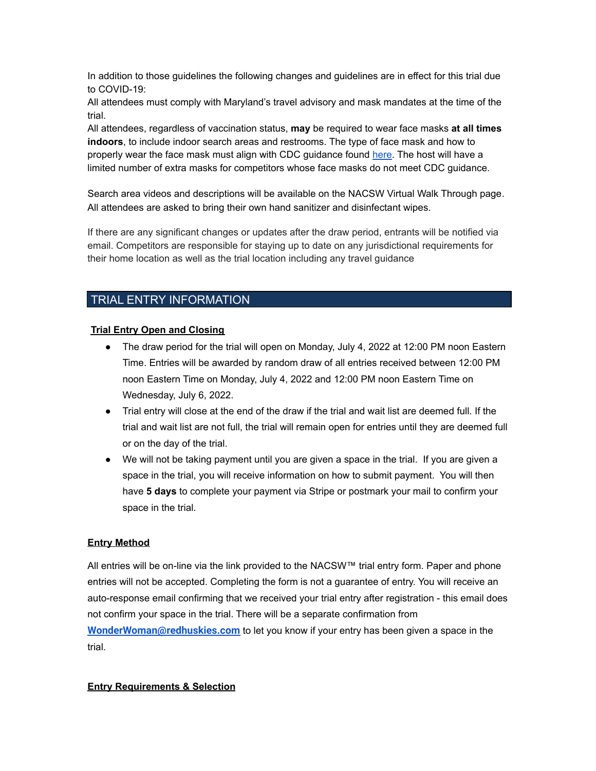In addition to those guidelines the following changes and guidelines are in effect for this trial due to COVID-19:

All attendees must comply with Maryland's travel advisory and mask mandates at the time of the trial.

All attendees, regardless of vaccination status, **may** be required to wear face masks **at all times indoors**, to include indoor search areas and restrooms. The type of face mask and how to properly wear the face mask must align with CDC guidance found here. The host will have a limited number of extra masks for competitors whose face masks do not meet CDC guidance.

Search area videos and descriptions will be available on the NACSW Virtual Walk Through page. All attendees are asked to bring their own hand sanitizer and disinfectant wipes.

If there are any significant changes or updates after the draw period, entrants will be notified via email. Competitors are responsible for staying up to date on any jurisdictional requirements for their home location as well as the trial location including any travel guidance

## TRIAL ENTRY INFORMATION

### Trial Entry Open and Closing

- The draw period for the trial will open on Monday, July 4, 2022 at 12:00 PM noon Eastern Time. Entries will be awarded by random draw of all entries received between 12:00 PM noon Eastern Time on Monday, July 4, 2022 and 12:00 PM noon Eastern Time on Wednesday, July 6, 2022.
- Trial entry will close at the end of the draw if the trial and wait list are deemed full. If the trial and wait list are not full, the trial will remain open for entries until they are deemed full or on the day of the trial.
- We will not be taking payment until you are given a space in the trial. If you are given a space in the trial, you will receive information on how to submit payment. You will then have **5 days** to complete your payment via Stripe or postmark your mail to confirm your space in the trial.

### Entry Method

All entries will be on-line via the link provided to the NACSW™ trial entry form. Paper and phone entries will not be accepted. Completing the form is not a guarantee of entry. You will receive an auto-response email confirming that we received your trial entry after registration - this email does not confirm your space in the trial. There will be a separate confirmation from **WonderWoman@redhuskies.com** to let you know if your entry has been given a space in the trial.

### Entry Requirements & Selection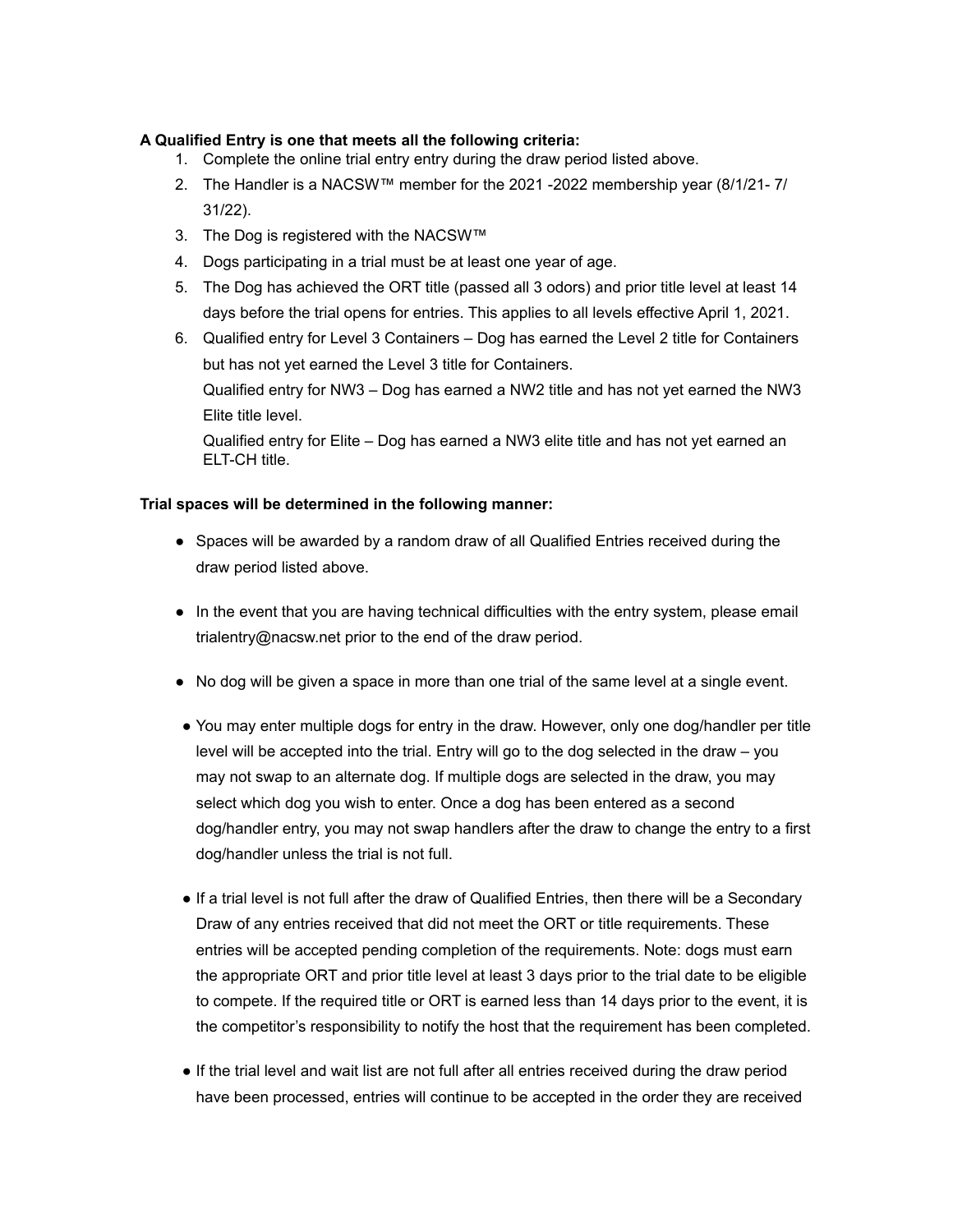**A Qualified Entry is one that meets all the following criteria:**

1. Complete the online trial entry entry during the draw period listed above.
2. The Handler is a NACSW™ member for the 2021 -2022 membership year (8/1/21- 7/ 31/22).
3. The Dog is registered with the NACSW™
4. Dogs participating in a trial must be at least one year of age.
5. The Dog has achieved the ORT title (passed all 3 odors) and prior title level at least 14 days before the trial opens for entries. This applies to all levels effective April 1, 2021.
6. Qualified entry for Level 3 Containers – Dog has earned the Level 2 title for Containers but has not yet earned the Level 3 title for Containers.

   Qualified entry for NW3 – Dog has earned a NW2 title and has not yet earned the NW3 Elite title level.

   Qualified entry for Elite – Dog has earned a NW3 elite title and has not yet earned an ELT-CH title.

**Trial spaces will be determined in the following manner:**

- Spaces will be awarded by a random draw of all Qualified Entries received during the draw period listed above.
- In the event that you are having technical difficulties with the entry system, please email trialentry@nacsw.net prior to the end of the draw period.
- No dog will be given a space in more than one trial of the same level at a single event.
- You may enter multiple dogs for entry in the draw. However, only one dog/handler per title level will be accepted into the trial. Entry will go to the dog selected in the draw – you may not swap to an alternate dog. If multiple dogs are selected in the draw, you may select which dog you wish to enter. Once a dog has been entered as a second dog/handler entry, you may not swap handlers after the draw to change the entry to a first dog/handler unless the trial is not full.
- If a trial level is not full after the draw of Qualified Entries, then there will be a Secondary Draw of any entries received that did not meet the ORT or title requirements. These entries will be accepted pending completion of the requirements. Note: dogs must earn the appropriate ORT and prior title level at least 3 days prior to the trial date to be eligible to compete. If the required title or ORT is earned less than 14 days prior to the event, it is the competitor's responsibility to notify the host that the requirement has been completed.
- If the trial level and wait list are not full after all entries received during the draw period have been processed, entries will continue to be accepted in the order they are received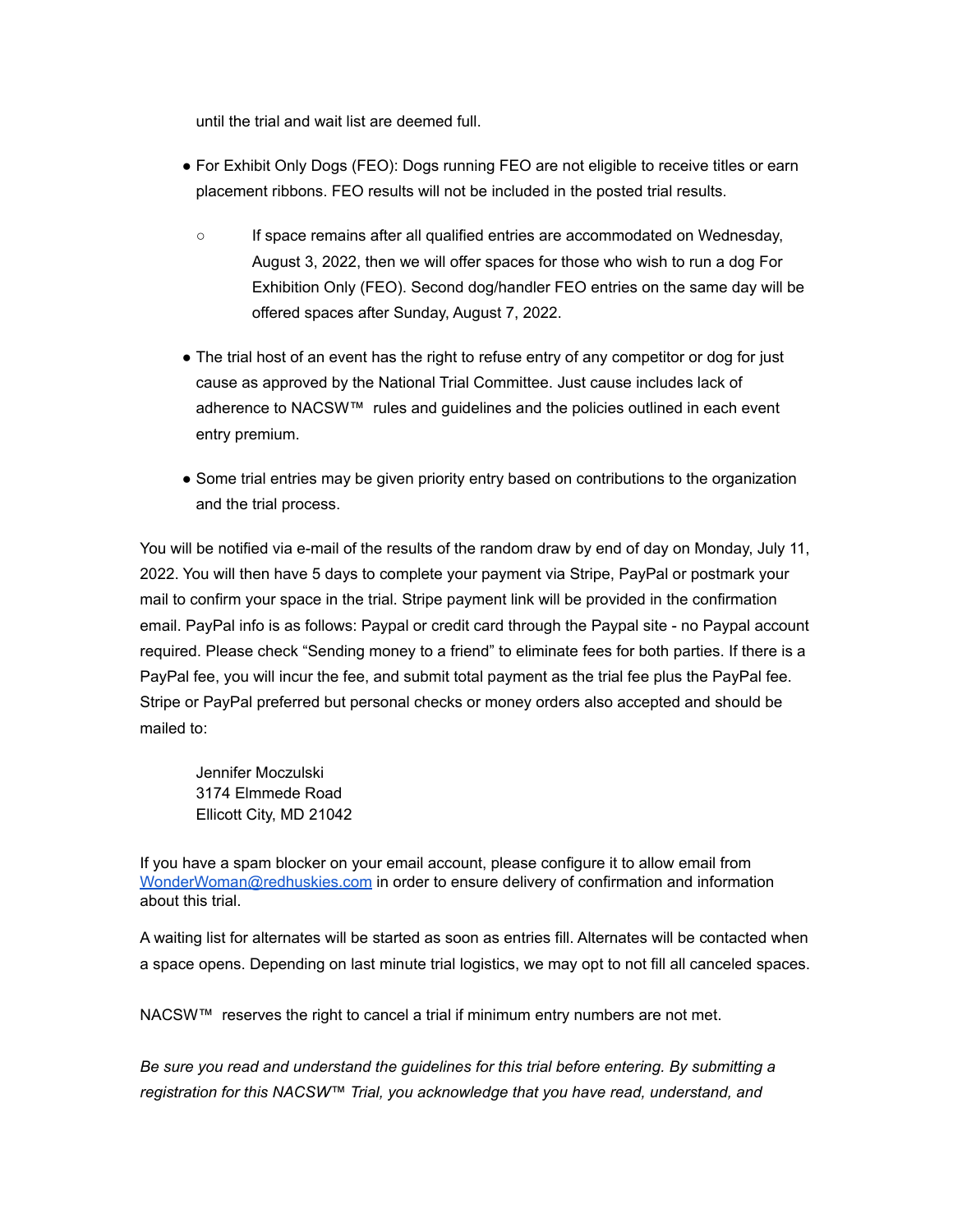until the trial and wait list are deemed full.

- For Exhibit Only Dogs (FEO): Dogs running FEO are not eligible to receive titles or earn placement ribbons. FEO results will not be included in the posted trial results.
  - If space remains after all qualified entries are accommodated on Wednesday, August 3, 2022, then we will offer spaces for those who wish to run a dog For Exhibition Only (FEO). Second dog/handler FEO entries on the same day will be offered spaces after Sunday, August 7, 2022.
- The trial host of an event has the right to refuse entry of any competitor or dog for just cause as approved by the National Trial Committee. Just cause includes lack of adherence to NACSW™ rules and guidelines and the policies outlined in each event entry premium.
- Some trial entries may be given priority entry based on contributions to the organization and the trial process.

You will be notified via e-mail of the results of the random draw by end of day on Monday, July 11, 2022. You will then have 5 days to complete your payment via Stripe, PayPal or postmark your mail to confirm your space in the trial. Stripe payment link will be provided in the confirmation email. PayPal info is as follows: Paypal or credit card through the Paypal site - no Paypal account required. Please check "Sending money to a friend" to eliminate fees for both parties. If there is a PayPal fee, you will incur the fee, and submit total payment as the trial fee plus the PayPal fee. Stripe or PayPal preferred but personal checks or money orders also accepted and should be mailed to:

Jennifer Moczulski
3174 Elmmede Road
Ellicott City, MD 21042

If you have a spam blocker on your email account, please configure it to allow email from WonderWoman@redhuskies.com in order to ensure delivery of confirmation and information about this trial.

A waiting list for alternates will be started as soon as entries fill. Alternates will be contacted when a space opens. Depending on last minute trial logistics, we may opt to not fill all canceled spaces.

NACSW™ reserves the right to cancel a trial if minimum entry numbers are not met.

*Be sure you read and understand the guidelines for this trial before entering. By submitting a registration for this NACSW™ Trial, you acknowledge that you have read, understand, and*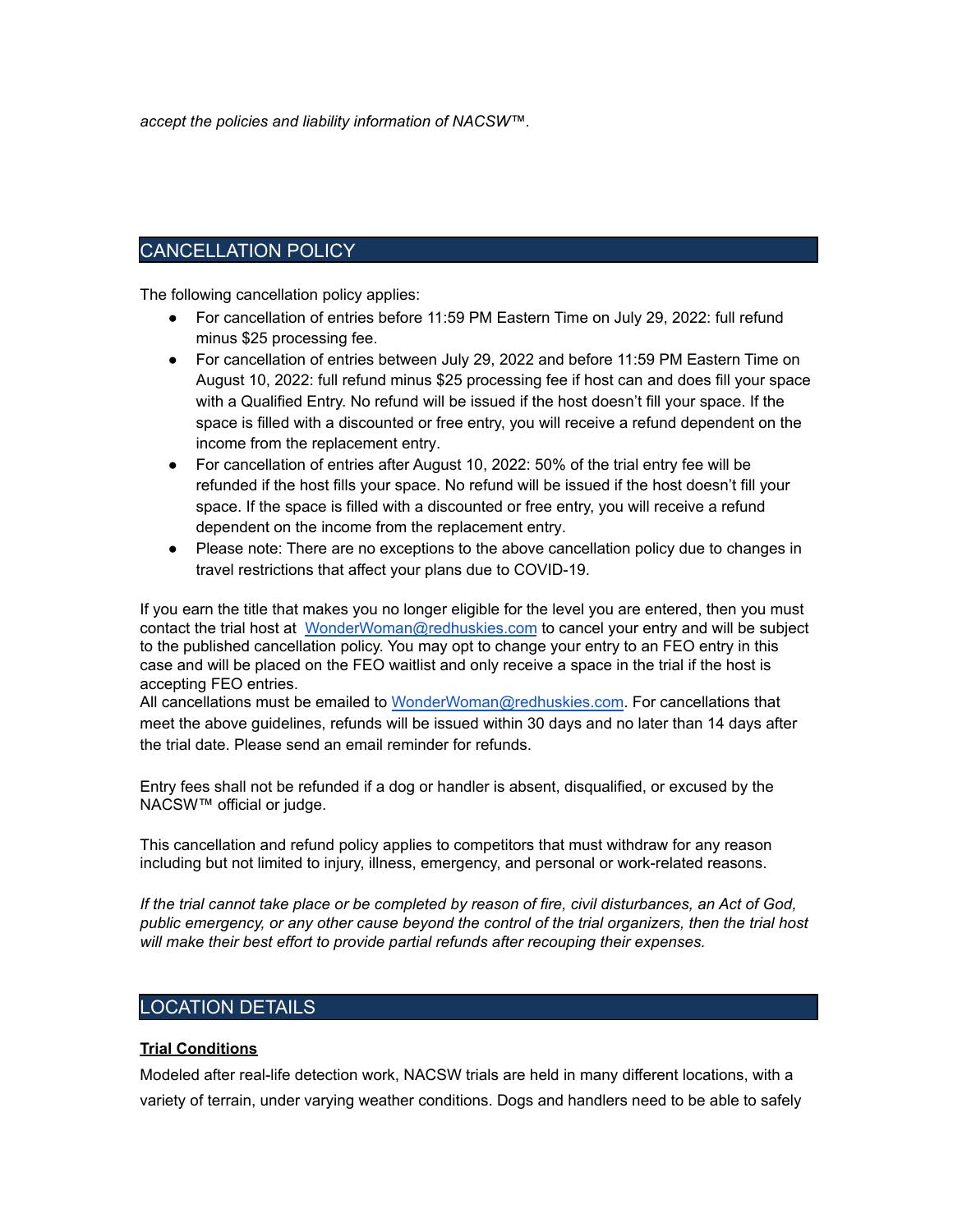*accept the policies and liability information of NACSW™.*

## CANCELLATION POLICY

The following cancellation policy applies:

- For cancellation of entries before 11:59 PM Eastern Time on July 29, 2022: full refund minus $25 processing fee.
- For cancellation of entries between July 29, 2022 and before 11:59 PM Eastern Time on August 10, 2022: full refund minus $25 processing fee if host can and does fill your space with a Qualified Entry. No refund will be issued if the host doesn't fill your space. If the space is filled with a discounted or free entry, you will receive a refund dependent on the income from the replacement entry.
- For cancellation of entries after August 10, 2022: 50% of the trial entry fee will be refunded if the host fills your space. No refund will be issued if the host doesn't fill your space. If the space is filled with a discounted or free entry, you will receive a refund dependent on the income from the replacement entry.
- Please note: There are no exceptions to the above cancellation policy due to changes in travel restrictions that affect your plans due to COVID-19.

If you earn the title that makes you no longer eligible for the level you are entered, then you must contact the trial host at [WonderWoman@redhuskies.com](mailto:WonderWoman@redhuskies.com) to cancel your entry and will be subject to the published cancellation policy. You may opt to change your entry to an FEO entry in this case and will be placed on the FEO waitlist and only receive a space in the trial if the host is accepting FEO entries.
All cancellations must be emailed to [WonderWoman@redhuskies.com](mailto:WonderWoman@redhuskies.com). For cancellations that meet the above guidelines, refunds will be issued within 30 days and no later than 14 days after the trial date. Please send an email reminder for refunds.

Entry fees shall not be refunded if a dog or handler is absent, disqualified, or excused by the NACSW™ official or judge.

This cancellation and refund policy applies to competitors that must withdraw for any reason including but not limited to injury, illness, emergency, and personal or work-related reasons.

*If the trial cannot take place or be completed by reason of fire, civil disturbances, an Act of God, public emergency, or any other cause beyond the control of the trial organizers, then the trial host will make their best effort to provide partial refunds after recouping their expenses.*

## LOCATION DETAILS

**Trial Conditions**

Modeled after real-life detection work, NACSW trials are held in many different locations, with a variety of terrain, under varying weather conditions. Dogs and handlers need to be able to safely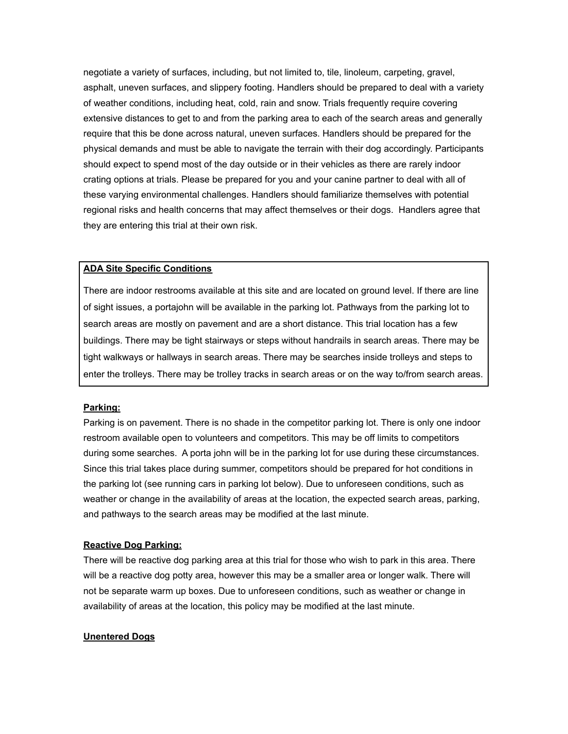negotiate a variety of surfaces, including, but not limited to, tile, linoleum, carpeting, gravel, asphalt, uneven surfaces, and slippery footing. Handlers should be prepared to deal with a variety of weather conditions, including heat, cold, rain and snow. Trials frequently require covering extensive distances to get to and from the parking area to each of the search areas and generally require that this be done across natural, uneven surfaces. Handlers should be prepared for the physical demands and must be able to navigate the terrain with their dog accordingly. Participants should expect to spend most of the day outside or in their vehicles as there are rarely indoor crating options at trials. Please be prepared for you and your canine partner to deal with all of these varying environmental challenges. Handlers should familiarize themselves with potential regional risks and health concerns that may affect themselves or their dogs.  Handlers agree that they are entering this trial at their own risk.

**ADA Site Specific Conditions**

There are indoor restrooms available at this site and are located on ground level. If there are line of sight issues, a portajohn will be available in the parking lot. Pathways from the parking lot to search areas are mostly on pavement and are a short distance. This trial location has a few buildings. There may be tight stairways or steps without handrails in search areas. There may be tight walkways or hallways in search areas. There may be searches inside trolleys and steps to enter the trolleys. There may be trolley tracks in search areas or on the way to/from search areas.

**Parking:**

Parking is on pavement. There is no shade in the competitor parking lot. There is only one indoor restroom available open to volunteers and competitors. This may be off limits to competitors during some searches.  A porta john will be in the parking lot for use during these circumstances. Since this trial takes place during summer, competitors should be prepared for hot conditions in the parking lot (see running cars in parking lot below). Due to unforeseen conditions, such as weather or change in the availability of areas at the location, the expected search areas, parking, and pathways to the search areas may be modified at the last minute.

**Reactive Dog Parking:**

There will be reactive dog parking area at this trial for those who wish to park in this area. There will be a reactive dog potty area, however this may be a smaller area or longer walk. There will not be separate warm up boxes. Due to unforeseen conditions, such as weather or change in availability of areas at the location, this policy may be modified at the last minute.

**Unentered Dogs**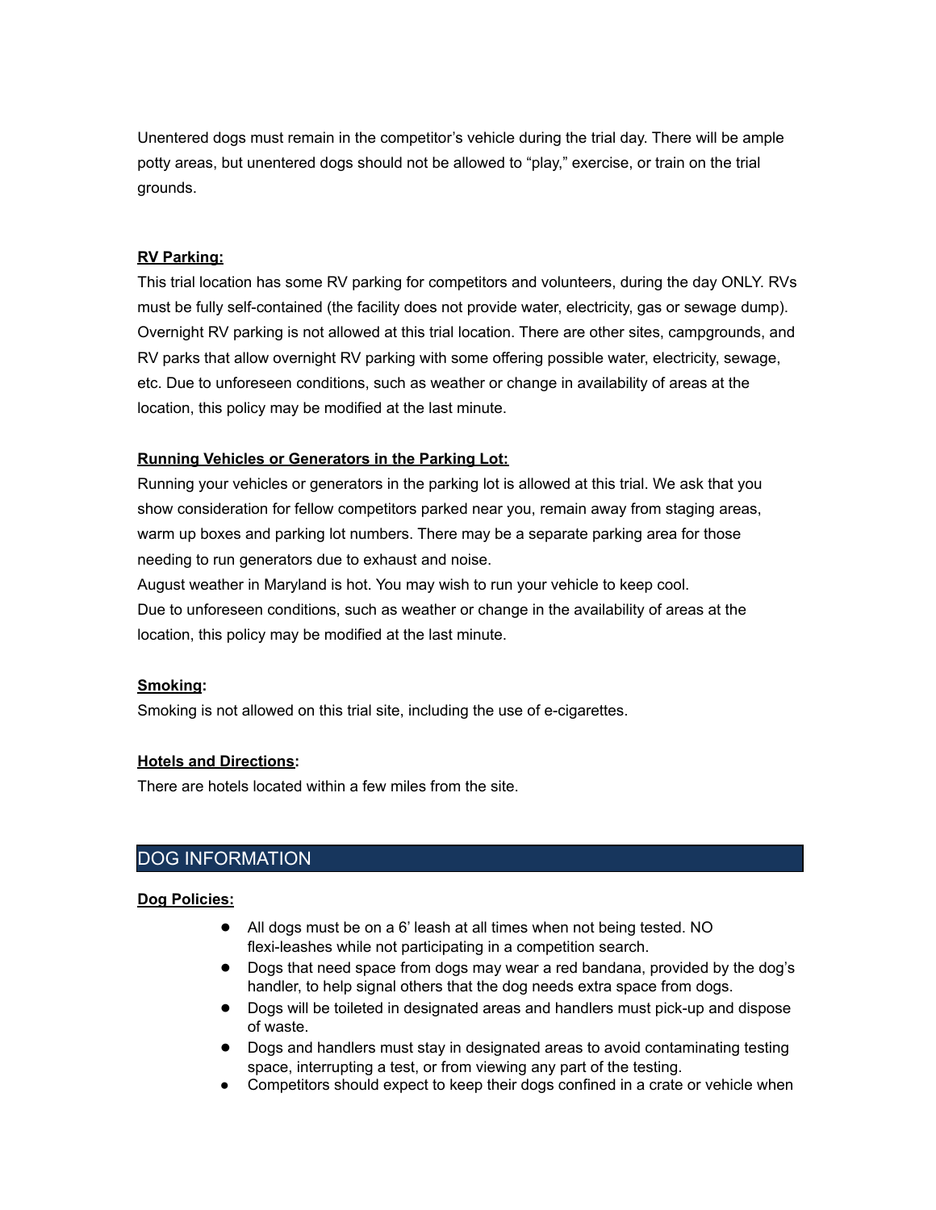Unentered dogs must remain in the competitor's vehicle during the trial day. There will be ample potty areas, but unentered dogs should not be allowed to "play," exercise, or train on the trial grounds.

**RV Parking:**

This trial location has some RV parking for competitors and volunteers, during the day ONLY. RVs must be fully self-contained (the facility does not provide water, electricity, gas or sewage dump). Overnight RV parking is not allowed at this trial location. There are other sites, campgrounds, and RV parks that allow overnight RV parking with some offering possible water, electricity, sewage, etc. Due to unforeseen conditions, such as weather or change in availability of areas at the location, this policy may be modified at the last minute.

**Running Vehicles or Generators in the Parking Lot:**

Running your vehicles or generators in the parking lot is allowed at this trial. We ask that you show consideration for fellow competitors parked near you, remain away from staging areas, warm up boxes and parking lot numbers. There may be a separate parking area for those needing to run generators due to exhaust and noise.

August weather in Maryland is hot. You may wish to run your vehicle to keep cool.

Due to unforeseen conditions, such as weather or change in the availability of areas at the location, this policy may be modified at the last minute.

**Smoking:**

Smoking is not allowed on this trial site, including the use of e-cigarettes.

**Hotels and Directions:**

There are hotels located within a few miles from the site.

## DOG INFORMATION

**Dog Policies:**

- All dogs must be on a 6' leash at all times when not being tested. NO flexi-leashes while not participating in a competition search.
- Dogs that need space from dogs may wear a red bandana, provided by the dog's handler, to help signal others that the dog needs extra space from dogs.
- Dogs will be toileted in designated areas and handlers must pick-up and dispose of waste.
- Dogs and handlers must stay in designated areas to avoid contaminating testing space, interrupting a test, or from viewing any part of the testing.
- Competitors should expect to keep their dogs confined in a crate or vehicle when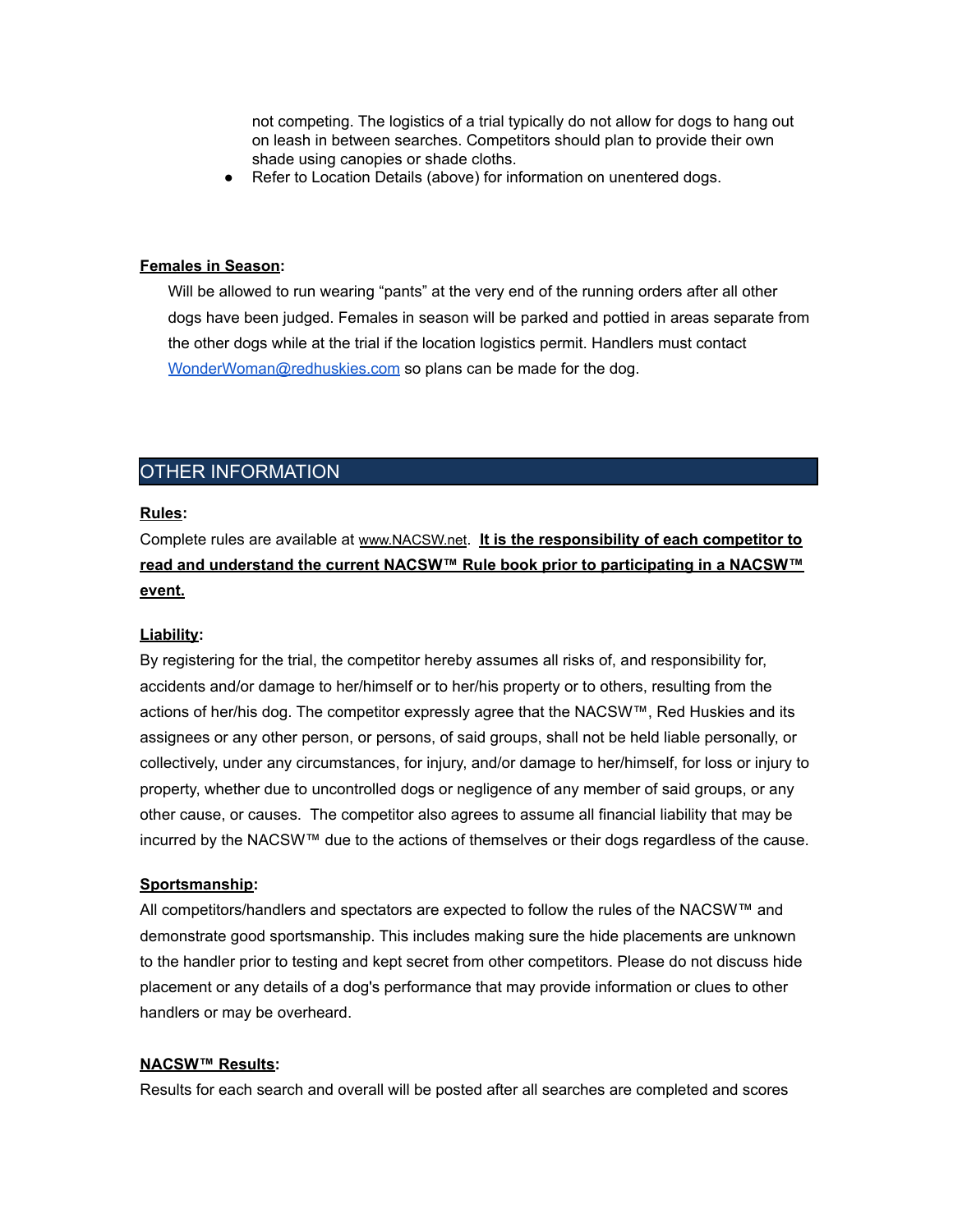not competing. The logistics of a trial typically do not allow for dogs to hang out on leash in between searches. Competitors should plan to provide their own shade using canopies or shade cloths.

- Refer to Location Details (above) for information on unentered dogs.

**Females in Season:**

Will be allowed to run wearing "pants" at the very end of the running orders after all other dogs have been judged. Females in season will be parked and pottied in areas separate from the other dogs while at the trial if the location logistics permit. Handlers must contact WonderWoman@redhuskies.com so plans can be made for the dog.

## OTHER INFORMATION

**Rules:**

Complete rules are available at www.NACSW.net. **It is the responsibility of each competitor to read and understand the current NACSW™ Rule book prior to participating in a NACSW™ event.**

**Liability:**

By registering for the trial, the competitor hereby assumes all risks of, and responsibility for, accidents and/or damage to her/himself or to her/his property or to others, resulting from the actions of her/his dog. The competitor expressly agree that the NACSW™, Red Huskies and its assignees or any other person, or persons, of said groups, shall not be held liable personally, or collectively, under any circumstances, for injury, and/or damage to her/himself, for loss or injury to property, whether due to uncontrolled dogs or negligence of any member of said groups, or any other cause, or causes. The competitor also agrees to assume all financial liability that may be incurred by the NACSW™ due to the actions of themselves or their dogs regardless of the cause.

**Sportsmanship:**

All competitors/handlers and spectators are expected to follow the rules of the NACSW™ and demonstrate good sportsmanship. This includes making sure the hide placements are unknown to the handler prior to testing and kept secret from other competitors. Please do not discuss hide placement or any details of a dog's performance that may provide information or clues to other handlers or may be overheard.

**NACSW™ Results:**

Results for each search and overall will be posted after all searches are completed and scores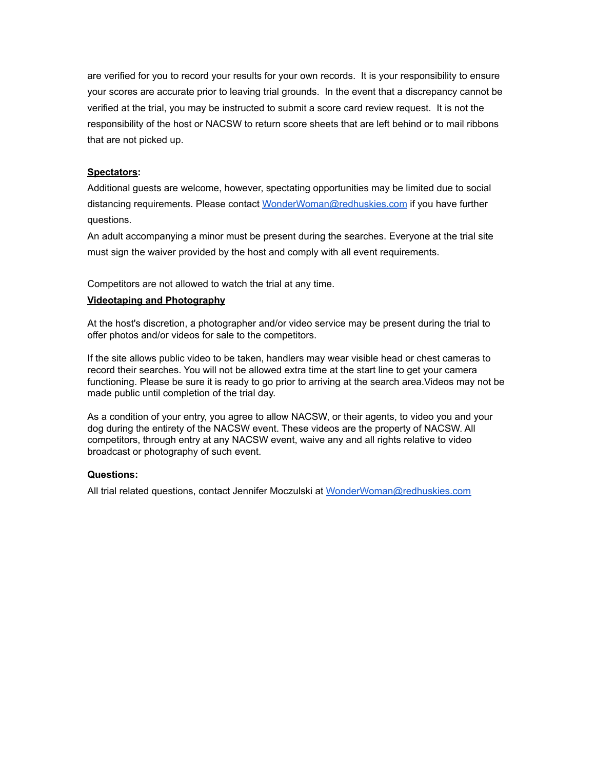are verified for you to record your results for your own records. It is your responsibility to ensure your scores are accurate prior to leaving trial grounds. In the event that a discrepancy cannot be verified at the trial, you may be instructed to submit a score card review request. It is not the responsibility of the host or NACSW to return score sheets that are left behind or to mail ribbons that are not picked up.

**Spectators:**

Additional guests are welcome, however, spectating opportunities may be limited due to social distancing requirements. Please contact [WonderWoman@redhuskies.com](mailto:WonderWoman@redhuskies.com) if you have further questions.

An adult accompanying a minor must be present during the searches. Everyone at the trial site must sign the waiver provided by the host and comply with all event requirements.

Competitors are not allowed to watch the trial at any time.

**Videotaping and Photography**

At the host's discretion, a photographer and/or video service may be present during the trial to offer photos and/or videos for sale to the competitors.

If the site allows public video to be taken, handlers may wear visible head or chest cameras to record their searches. You will not be allowed extra time at the start line to get your camera functioning. Please be sure it is ready to go prior to arriving at the search area.Videos may not be made public until completion of the trial day.

As a condition of your entry, you agree to allow NACSW, or their agents, to video you and your dog during the entirety of the NACSW event. These videos are the property of NACSW. All competitors, through entry at any NACSW event, waive any and all rights relative to video broadcast or photography of such event.

**Questions:**

All trial related questions, contact Jennifer Moczulski at [WonderWoman@redhuskies.com](mailto:WonderWoman@redhuskies.com)